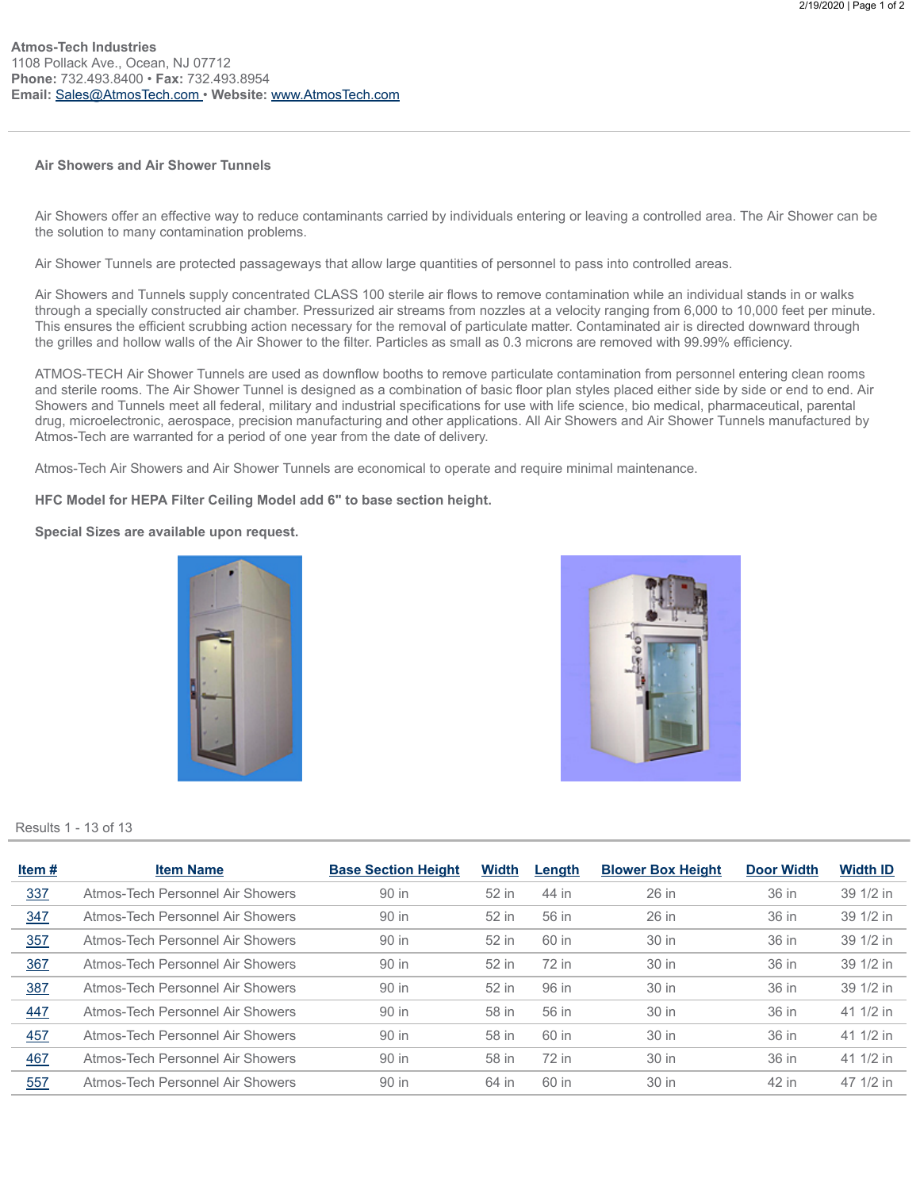**Atmos-Tech Industries**
1108 Pollack Ave., Ocean, NJ 07712
**Phone:** 732.493.8400 • **Fax:** 732.493.8954
**Email:** Sales@AtmosTech.com • **Website:** www.AtmosTech.com

## Air Showers and Air Shower Tunnels

Air Showers offer an effective way to reduce contaminants carried by individuals entering or leaving a controlled area. The Air Shower can be the solution to many contamination problems.

Air Shower Tunnels are protected passageways that allow large quantities of personnel to pass into controlled areas.

Air Showers and Tunnels supply concentrated CLASS 100 sterile air flows to remove contamination while an individual stands in or walks through a specially constructed air chamber. Pressurized air streams from nozzles at a velocity ranging from 6,000 to 10,000 feet per minute. This ensures the efficient scrubbing action necessary for the removal of particulate matter. Contaminated air is directed downward through the grilles and hollow walls of the Air Shower to the filter. Particles as small as 0.3 microns are removed with 99.99% efficiency.

ATMOS-TECH Air Shower Tunnels are used as downflow booths to remove particulate contamination from personnel entering clean rooms and sterile rooms. The Air Shower Tunnel is designed as a combination of basic floor plan styles placed either side by side or end to end. Air Showers and Tunnels meet all federal, military and industrial specifications for use with life science, bio medical, pharmaceutical, parental drug, microelectronic, aerospace, precision manufacturing and other applications. All Air Showers and Air Shower Tunnels manufactured by Atmos-Tech are warranted for a period of one year from the date of delivery.

Atmos-Tech Air Showers and Air Shower Tunnels are economical to operate and require minimal maintenance.

**HFC Model for HEPA Filter Ceiling Model add 6" to base section height.**

**Special Sizes are available upon request.**

Results 1 - 13 of 13

| Item # | Item Name | Base Section Height | Width | Length | Blower Box Height | Door Width | Width ID |
|---|---|---|---|---|---|---|---|
| 337 | Atmos-Tech Personnel Air Showers | 90 in | 52 in | 44 in | 26 in | 36 in | 39 1/2 in |
| 347 | Atmos-Tech Personnel Air Showers | 90 in | 52 in | 56 in | 26 in | 36 in | 39 1/2 in |
| 357 | Atmos-Tech Personnel Air Showers | 90 in | 52 in | 60 in | 30 in | 36 in | 39 1/2 in |
| 367 | Atmos-Tech Personnel Air Showers | 90 in | 52 in | 72 in | 30 in | 36 in | 39 1/2 in |
| 387 | Atmos-Tech Personnel Air Showers | 90 in | 52 in | 96 in | 30 in | 36 in | 39 1/2 in |
| 447 | Atmos-Tech Personnel Air Showers | 90 in | 58 in | 56 in | 30 in | 36 in | 41 1/2 in |
| 457 | Atmos-Tech Personnel Air Showers | 90 in | 58 in | 60 in | 30 in | 36 in | 41 1/2 in |
| 467 | Atmos-Tech Personnel Air Showers | 90 in | 58 in | 72 in | 30 in | 36 in | 41 1/2 in |
| 557 | Atmos-Tech Personnel Air Showers | 90 in | 64 in | 60 in | 30 in | 42 in | 47 1/2 in |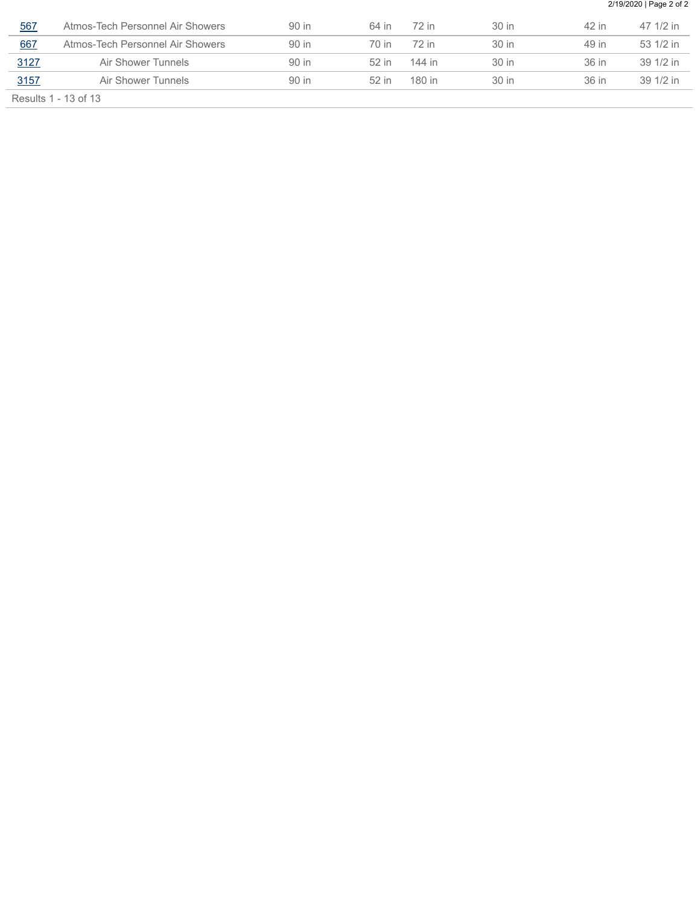| | | | | | | | |
|---|---|---|---|---|---|---|---|
| 567 | Atmos-Tech Personnel Air Showers | 90 in | 64 in | 72 in | 30 in | 42 in | 47 1/2 in |
| 667 | Atmos-Tech Personnel Air Showers | 90 in | 70 in | 72 in | 30 in | 49 in | 53 1/2 in |
| 3127 | Air Shower Tunnels | 90 in | 52 in | 144 in | 30 in | 36 in | 39 1/2 in |
| 3157 | Air Shower Tunnels | 90 in | 52 in | 180 in | 30 in | 36 in | 39 1/2 in |

Results 1 - 13 of 13